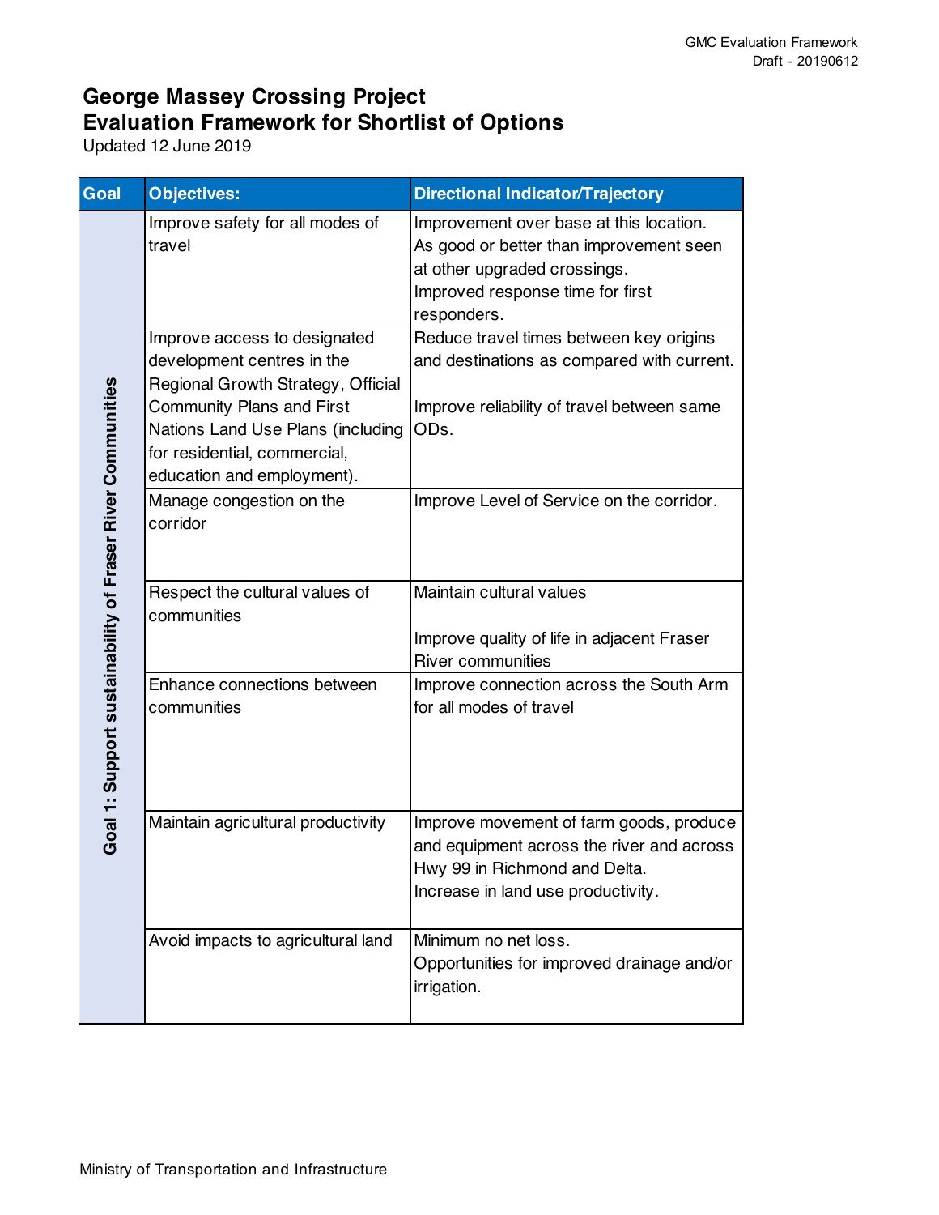# George Massey Crossing Project
## Evaluation Framework for Shortlist of Options

Updated 12 June 2019

| Goal | Objectives: | Directional Indicator/Trajectory |
|---|---|---|
| Goal 1: Support sustainability of Fraser River Communities | Improve safety for all modes of travel | Improvement over base at this location.<br>As good or better than improvement seen at other upgraded crossings.<br>Improved response time for first responders. |
| | Improve access to designated development centres in the Regional Growth Strategy, Official Community Plans and First Nations Land Use Plans (including for residential, commercial, education and employment). | Reduce travel times between key origins and destinations as compared with current.<br><br>Improve reliability of travel between same ODs. |
| | Manage congestion on the corridor | Improve Level of Service on the corridor. |
| | Respect the cultural values of communities | Maintain cultural values<br><br>Improve quality of life in adjacent Fraser River communities |
| | Enhance connections between communities | Improve connection across the South Arm for all modes of travel |
| | Maintain agricultural productivity | Improve movement of farm goods, produce and equipment across the river and across Hwy 99 in Richmond and Delta.<br>Increase in land use productivity. |
| | Avoid impacts to agricultural land | Minimum no net loss.<br>Opportunities for improved drainage and/or irrigation. |

Ministry of Transportation and Infrastructure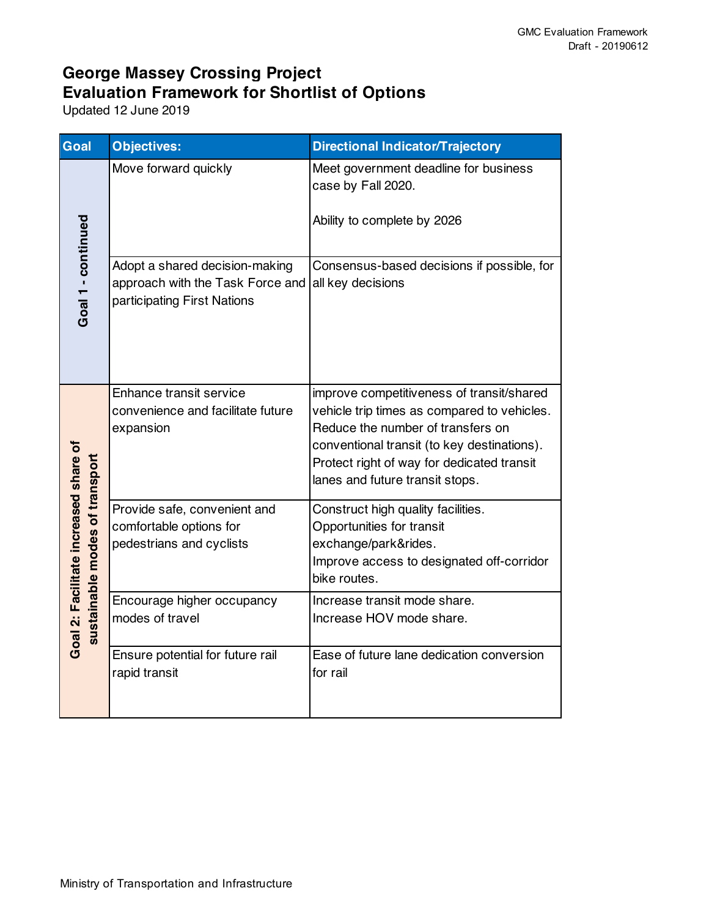# George Massey Crossing Project
## Evaluation Framework for Shortlist of Options

Updated 12 June 2019

| Goal | Objectives: | Directional Indicator/Trajectory |
|---|---|---|
| Goal 1 - continued | Move forward quickly | Meet government deadline for business case by Fall 2020.<br><br>Ability to complete by 2026 |
| | Adopt a shared decision-making approach with the Task Force and participating First Nations | Consensus-based decisions if possible, for all key decisions |
| Goal 2: Facilitate increased share of sustainable modes of transport | Enhance transit service convenience and facilitate future expansion | improve competitiveness of transit/shared vehicle trip times as compared to vehicles.<br>Reduce the number of transfers on conventional transit (to key destinations).<br>Protect right of way for dedicated transit lanes and future transit stops. |
| | Provide safe, convenient and comfortable options for pedestrians and cyclists | Construct high quality facilities.<br>Opportunities for transit exchange/park&rides.<br>Improve access to designated off-corridor bike routes. |
| | Encourage higher occupancy modes of travel | Increase transit mode share.<br>Increase HOV mode share. |
| | Ensure potential for future rail rapid transit | Ease of future lane dedication conversion for rail |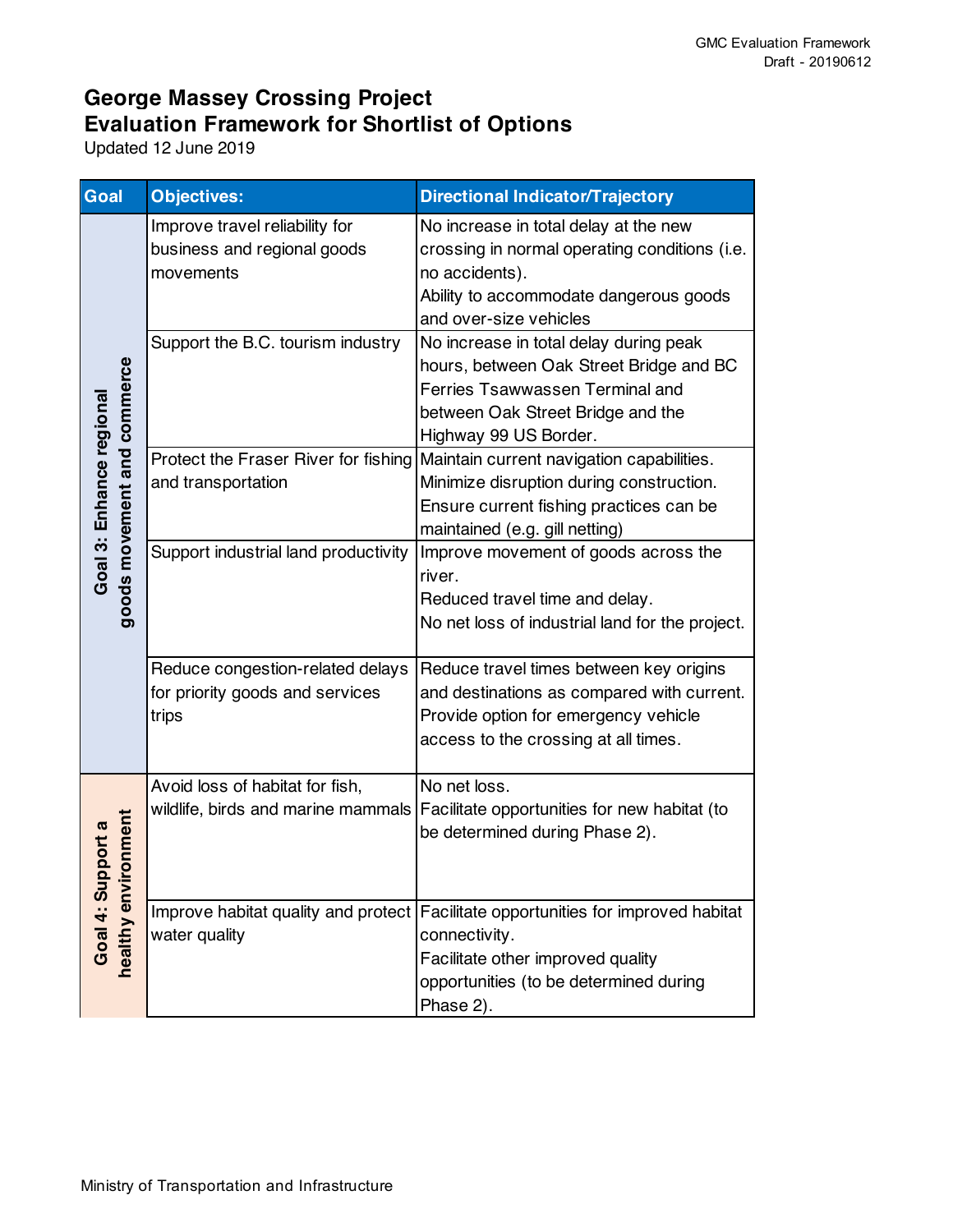# George Massey Crossing Project
# Evaluation Framework for Shortlist of Options

Updated 12 June 2019

| Goal | Objectives: | Directional Indicator/Trajectory |
|---|---|---|
| Goal 3: Enhance regional goods movement and commerce | Improve travel reliability for business and regional goods movements | No increase in total delay at the new crossing in normal operating conditions (i.e. no accidents).<br>Ability to accommodate dangerous goods and over-size vehicles |
| | Support the B.C. tourism industry | No increase in total delay during peak hours, between Oak Street Bridge and BC Ferries Tsawwassen Terminal and between Oak Street Bridge and the Highway 99 US Border. |
| | Protect the Fraser River for fishing and transportation | Maintain current navigation capabilities.<br>Minimize disruption during construction.<br>Ensure current fishing practices can be maintained (e.g. gill netting) |
| | Support industrial land productivity | Improve movement of goods across the river.<br>Reduced travel time and delay.<br>No net loss of industrial land for the project. |
| | Reduce congestion-related delays for priority goods and services trips | Reduce travel times between key origins and destinations as compared with current.<br>Provide option for emergency vehicle access to the crossing at all times. |
| Goal 4: Support a healthy environment | Avoid loss of habitat for fish, wildlife, birds and marine mammals | No net loss.<br>Facilitate opportunities for new habitat (to be determined during Phase 2). |
| | Improve habitat quality and protect water quality | Facilitate opportunities for improved habitat connectivity.<br>Facilitate other improved quality opportunities (to be determined during Phase 2). |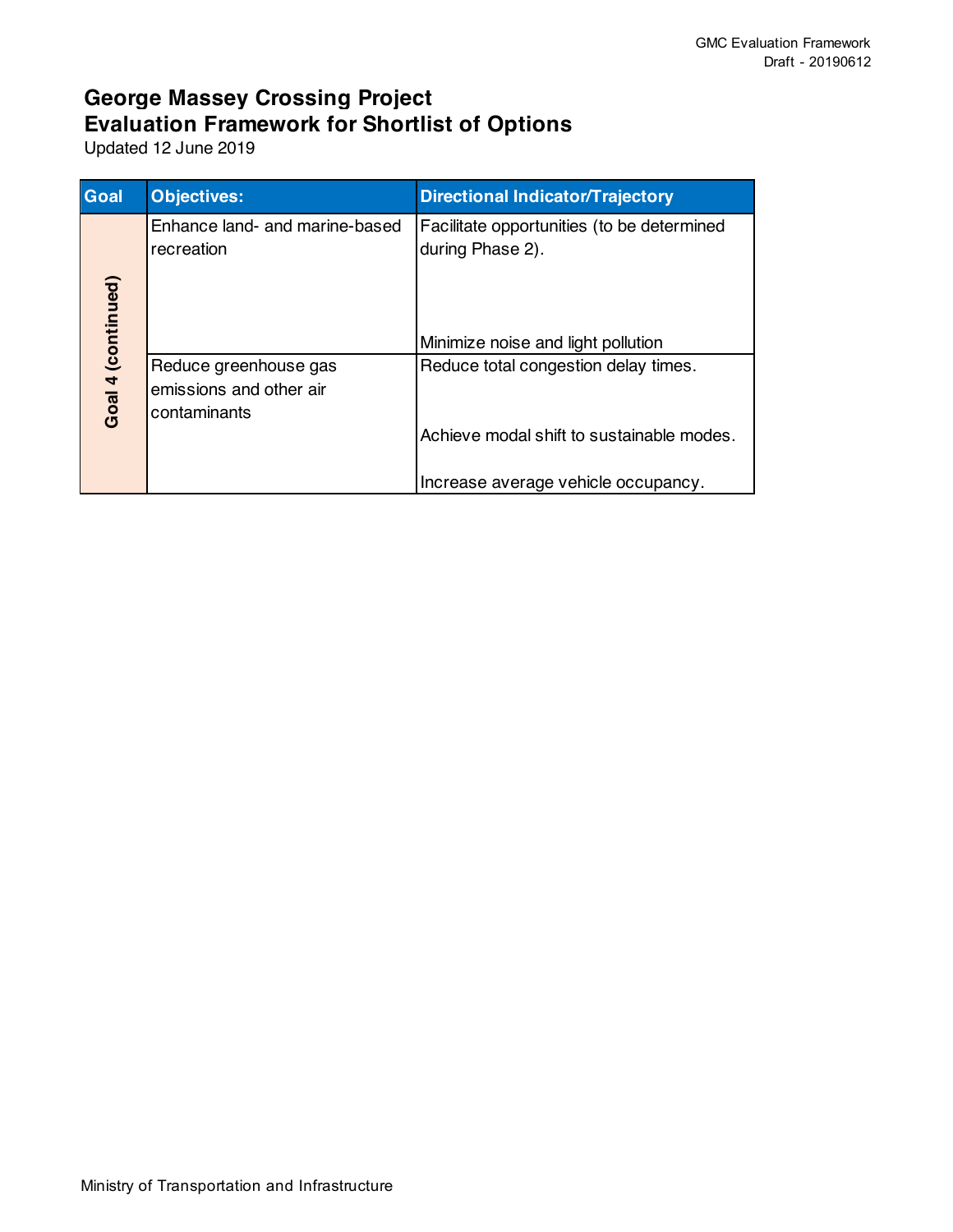## George Massey Crossing Project
## Evaluation Framework for Shortlist of Options

Updated 12 June 2019

| Goal | Objectives: | Directional Indicator/Trajectory |
|---|---|---|
| Goal 4 (continued) | Enhance land- and marine-based recreation | Facilitate opportunities (to be determined during Phase 2). |
| | | Minimize noise and light pollution |
| | Reduce greenhouse gas emissions and other air contaminants | Reduce total congestion delay times. |
| | | Achieve modal shift to sustainable modes. |
| | | Increase average vehicle occupancy. |

Ministry of Transportation and Infrastructure